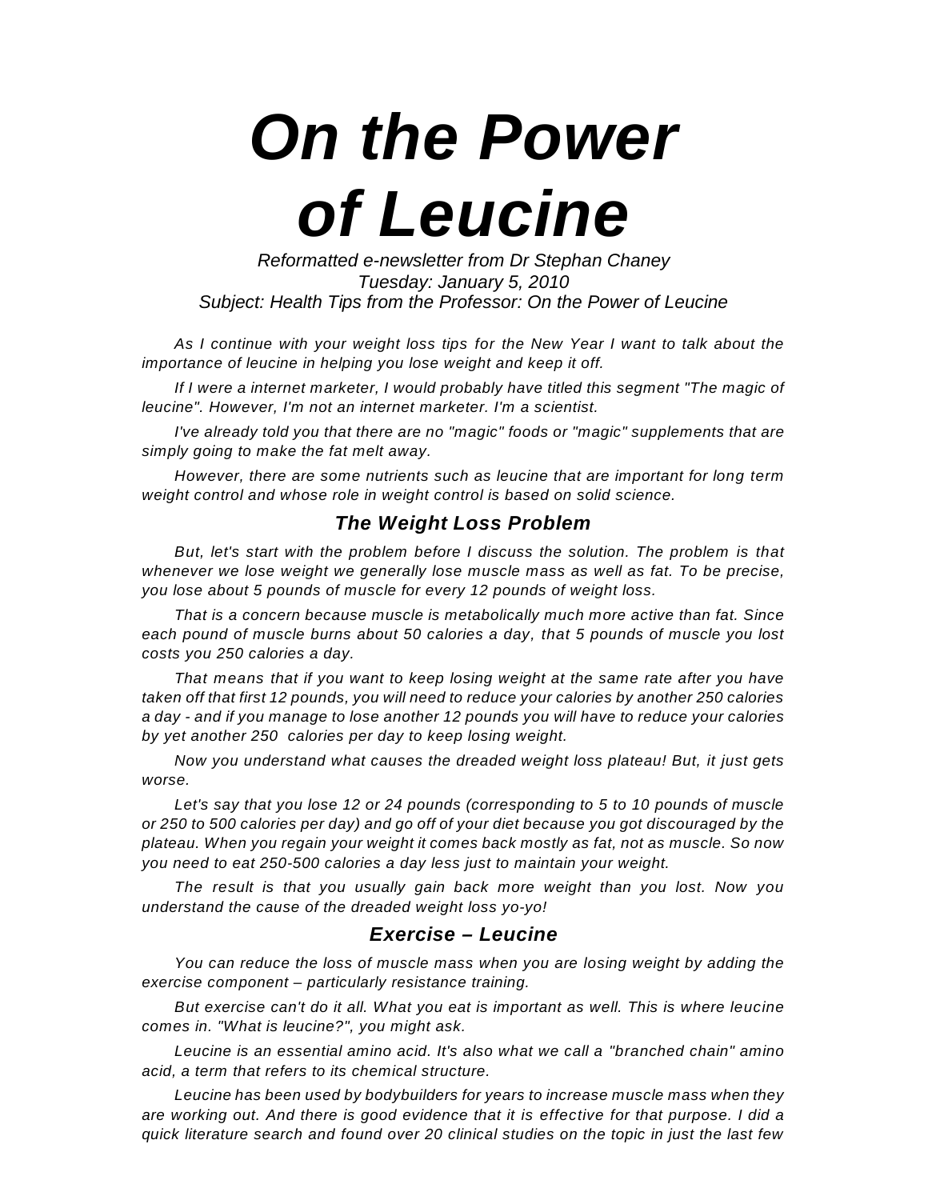# On the Power of Leucine

*Reformatted e-newsletter from Dr Stephan Chaney*
*Tuesday: January 5, 2010*
*Subject: Health Tips from the Professor: On the Power of Leucine*

*As I continue with your weight loss tips for the New Year I want to talk about the importance of leucine in helping you lose weight and keep it off.*

*If I were a internet marketer, I would probably have titled this segment "The magic of leucine". However, I'm not an internet marketer. I'm a scientist.*

*I've already told you that there are no "magic" foods or "magic" supplements that are simply going to make the fat melt away.*

*However, there are some nutrients such as leucine that are important for long term weight control and whose role in weight control is based on solid science.*

### The Weight Loss Problem

*But, let's start with the problem before I discuss the solution. The problem is that whenever we lose weight we generally lose muscle mass as well as fat. To be precise, you lose about 5 pounds of muscle for every 12 pounds of weight loss.*

*That is a concern because muscle is metabolically much more active than fat. Since each pound of muscle burns about 50 calories a day, that 5 pounds of muscle you lost costs you 250 calories a day.*

*That means that if you want to keep losing weight at the same rate after you have taken off that first 12 pounds, you will need to reduce your calories by another 250 calories a day - and if you manage to lose another 12 pounds you will have to reduce your calories by yet another 250 calories per day to keep losing weight.*

*Now you understand what causes the dreaded weight loss plateau! But, it just gets worse.*

*Let's say that you lose 12 or 24 pounds (corresponding to 5 to 10 pounds of muscle or 250 to 500 calories per day) and go off of your diet because you got discouraged by the plateau. When you regain your weight it comes back mostly as fat, not as muscle. So now you need to eat 250-500 calories a day less just to maintain your weight.*

*The result is that you usually gain back more weight than you lost. Now you understand the cause of the dreaded weight loss yo-yo!*

### Exercise – Leucine

*You can reduce the loss of muscle mass when you are losing weight by adding the exercise component – particularly resistance training.*

*But exercise can't do it all. What you eat is important as well. This is where leucine comes in. "What is leucine?", you might ask.*

*Leucine is an essential amino acid. It's also what we call a "branched chain" amino acid, a term that refers to its chemical structure.*

*Leucine has been used by bodybuilders for years to increase muscle mass when they are working out. And there is good evidence that it is effective for that purpose. I did a quick literature search and found over 20 clinical studies on the topic in just the last few*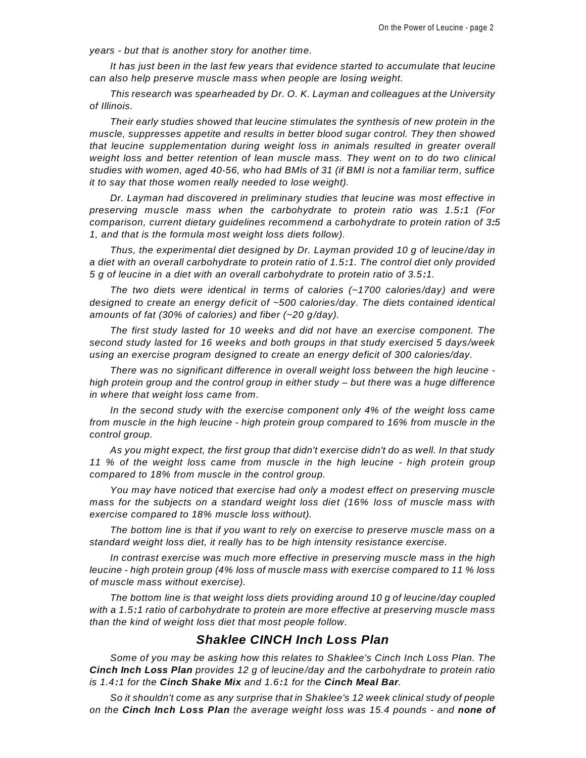*years - but that is another story for another time.*

*It has just been in the last few years that evidence started to accumulate that leucine can also help preserve muscle mass when people are losing weight.*

*This research was spearheaded by Dr. O. K. Layman and colleagues at the University of Illinois.*

*Their early studies showed that leucine stimulates the synthesis of new protein in the muscle, suppresses appetite and results in better blood sugar control. They then showed that leucine supplementation during weight loss in animals resulted in greater overall weight loss and better retention of lean muscle mass. They went on to do two clinical studies with women, aged 40-56, who had BMIs of 31 (if BMI is not a familiar term, suffice it to say that those women really needed to lose weight).*

*Dr. Layman had discovered in preliminary studies that leucine was most effective in preserving muscle mass when the carbohydrate to protein ratio was 1.5:1 (For comparison, current dietary guidelines recommend a carbohydrate to protein ration of 3:5 1, and that is the formula most weight loss diets follow).*

*Thus, the experimental diet designed by Dr. Layman provided 10 g of leucine/day in a diet with an overall carbohydrate to protein ratio of 1.5:1. The control diet only provided 5 g of leucine in a diet with an overall carbohydrate to protein ratio of 3.5:1.*

*The two diets were identical in terms of calories (~1700 calories/day) and were designed to create an energy deficit of ~500 calories/day. The diets contained identical amounts of fat (30% of calories) and fiber (~20 g/day).*

*The first study lasted for 10 weeks and did not have an exercise component. The second study lasted for 16 weeks and both groups in that study exercised 5 days/week using an exercise program designed to create an energy deficit of 300 calories/day.*

*There was no significant difference in overall weight loss between the high leucine - high protein group and the control group in either study – but there was a huge difference in where that weight loss came from.*

*In the second study with the exercise component only 4% of the weight loss came from muscle in the high leucine - high protein group compared to 16% from muscle in the control group.*

*As you might expect, the first group that didn't exercise didn't do as well. In that study 11 % of the weight loss came from muscle in the high leucine - high protein group compared to 18% from muscle in the control group.*

*You may have noticed that exercise had only a modest effect on preserving muscle mass for the subjects on a standard weight loss diet (16% loss of muscle mass with exercise compared to 18% muscle loss without).*

*The bottom line is that if you want to rely on exercise to preserve muscle mass on a standard weight loss diet, it really has to be high intensity resistance exercise.*

*In contrast exercise was much more effective in preserving muscle mass in the high leucine - high protein group (4% loss of muscle mass with exercise compared to 11 % loss of muscle mass without exercise).*

*The bottom line is that weight loss diets providing around 10 g of leucine/day coupled with a 1.5:1 ratio of carbohydrate to protein are more effective at preserving muscle mass than the kind of weight loss diet that most people follow.*

## ***Shaklee CINCH Inch Loss Plan***

*Some of you may be asking how this relates to Shaklee's Cinch Inch Loss Plan. The **Cinch Inch Loss Plan** provides 12 g of leucine/day and the carbohydrate to protein ratio is 1.4:1 for the **Cinch Shake Mix** and 1.6:1 for the **Cinch Meal Bar**.*

*So it shouldn't come as any surprise that in Shaklee's 12 week clinical study of people on the **Cinch Inch Loss Plan** the average weight loss was 15.4 pounds - and **none of***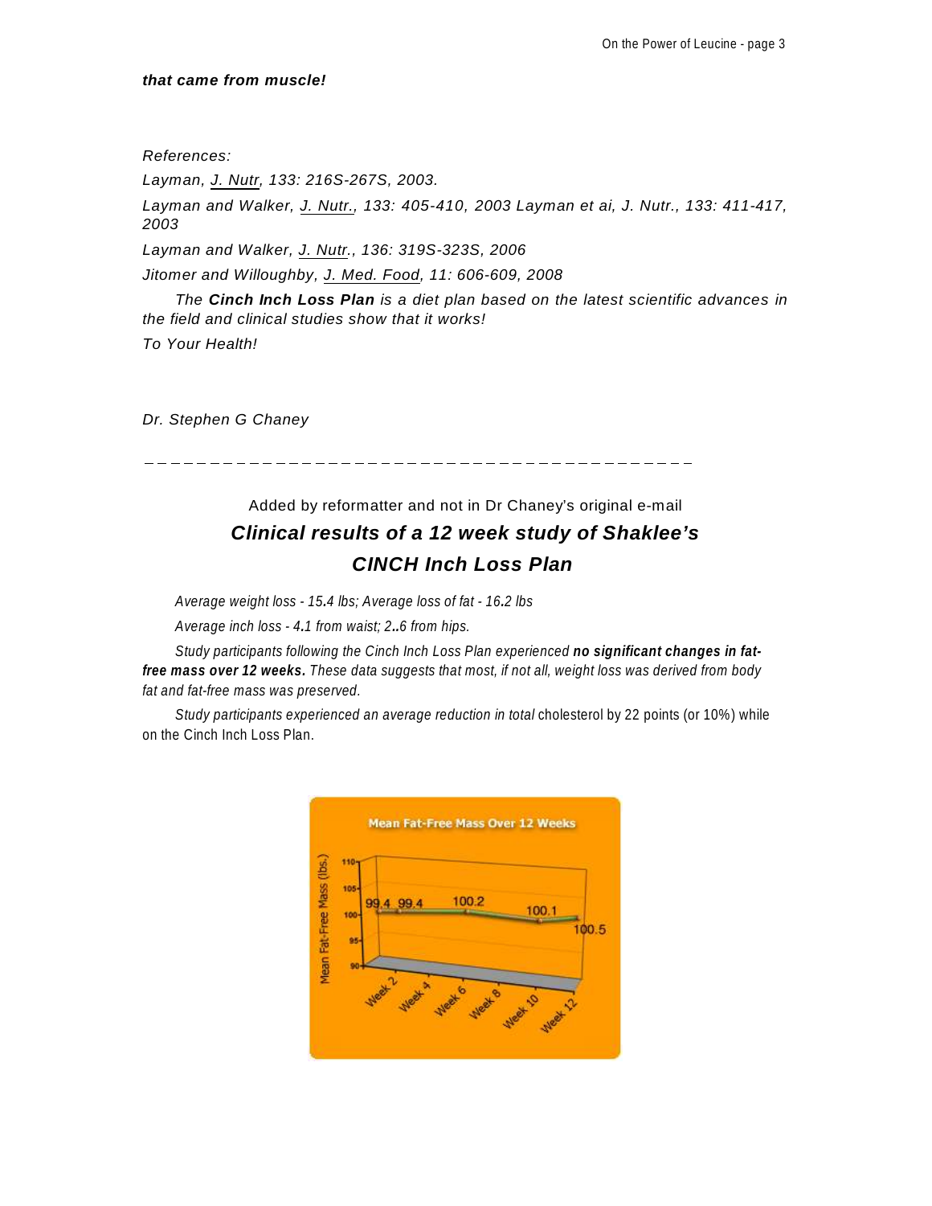***that came from muscle!***

*References:*

*Layman, J. Nutr, 133: 216S-267S, 2003.*

*Layman and Walker, J. Nutr., 133: 405-410, 2003 Layman et ai, J. Nutr., 133: 411-417, 2003*

*Layman and Walker, J. Nutr., 136: 319S-323S, 2006*

*Jitomer and Willoughby, J. Med. Food, 11: 606-609, 2008*

*The **Cinch Inch Loss Plan** is a diet plan based on the latest scientific advances in the field and clinical studies show that it works!*

*To Your Health!*

*Dr. Stephen G Chaney*

---

Added by reformatter and not in Dr Chaney's original e-mail

## *Clinical results of a 12 week study of Shaklee's CINCH Inch Loss Plan*

*Average weight loss - 15.4 lbs; Average loss of fat - 16.2 lbs*

*Average inch loss - 4.1 from waist; 2..6 from hips.*

*Study participants following the Cinch Inch Loss Plan experienced **no significant changes in fat-free mass over 12 weeks.** These data suggests that most, if not all, weight loss was derived from body fat and fat-free mass was preserved.*

*Study participants experienced an average reduction in total* cholesterol by 22 points (or 10%) while on the Cinch Inch Loss Plan.

Mean Fat-Free Mass Over 12 Weeks

Mean Fat-Free Mass (lbs.)

110
105
100
95
90

99.4 99.4 100.2 100.1 100.5

Week 2 Week 4 Week 6 Week 8 Week 10 Week 12